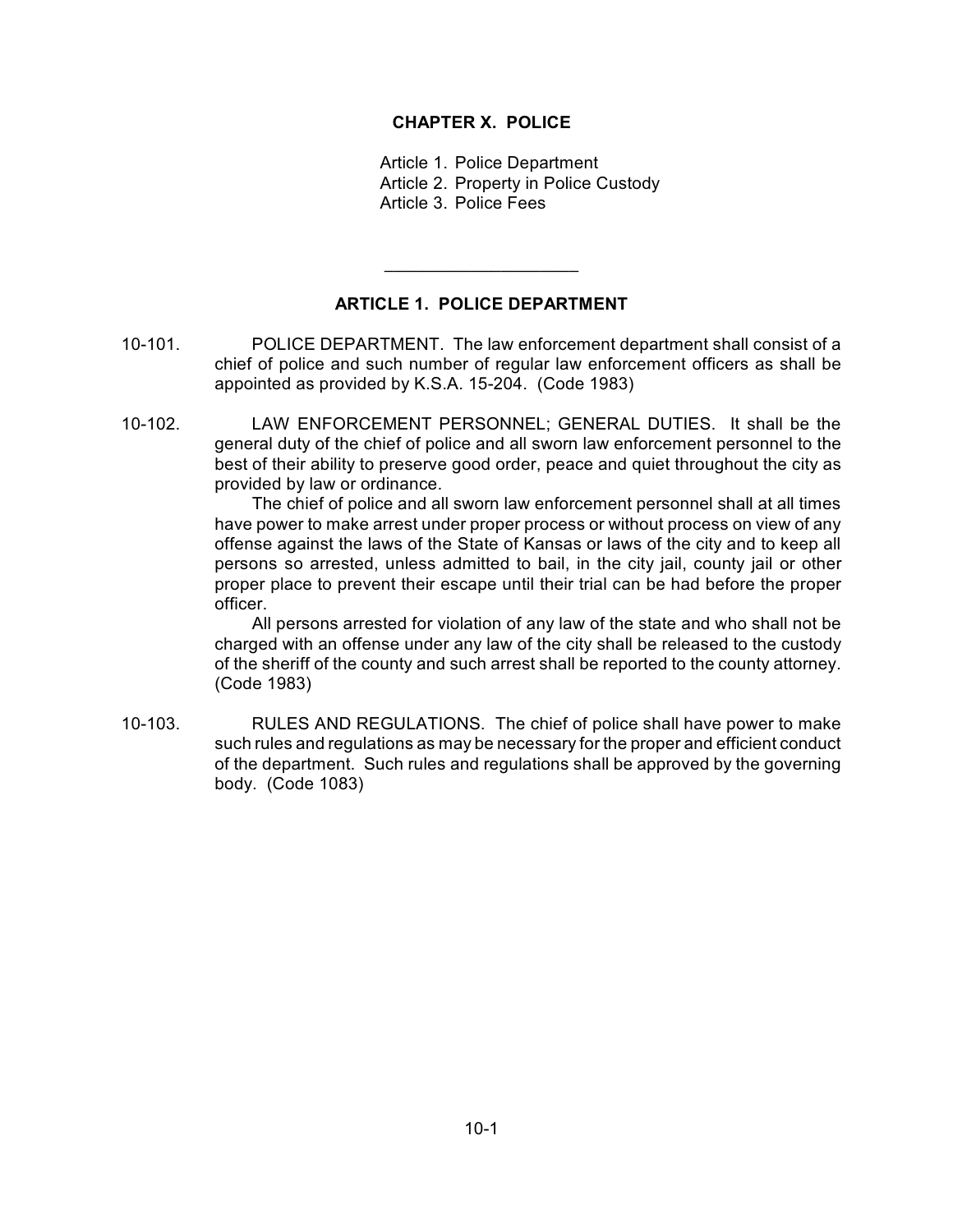# CHAPTER X. POLICE

Article 1. Police Department
Article 2. Property in Police Custody
Article 3. Police Fees

---

## ARTICLE 1. POLICE DEPARTMENT

10-101. POLICE DEPARTMENT. The law enforcement department shall consist of a chief of police and such number of regular law enforcement officers as shall be appointed as provided by K.S.A. 15-204. (Code 1983)

10-102. LAW ENFORCEMENT PERSONNEL; GENERAL DUTIES. It shall be the general duty of the chief of police and all sworn law enforcement personnel to the best of their ability to preserve good order, peace and quiet throughout the city as provided by law or ordinance.

The chief of police and all sworn law enforcement personnel shall at all times have power to make arrest under proper process or without process on view of any offense against the laws of the State of Kansas or laws of the city and to keep all persons so arrested, unless admitted to bail, in the city jail, county jail or other proper place to prevent their escape until their trial can be had before the proper officer.

All persons arrested for violation of any law of the state and who shall not be charged with an offense under any law of the city shall be released to the custody of the sheriff of the county and such arrest shall be reported to the county attorney. (Code 1983)

10-103. RULES AND REGULATIONS. The chief of police shall have power to make such rules and regulations as may be necessary for the proper and efficient conduct of the department. Such rules and regulations shall be approved by the governing body. (Code 1083)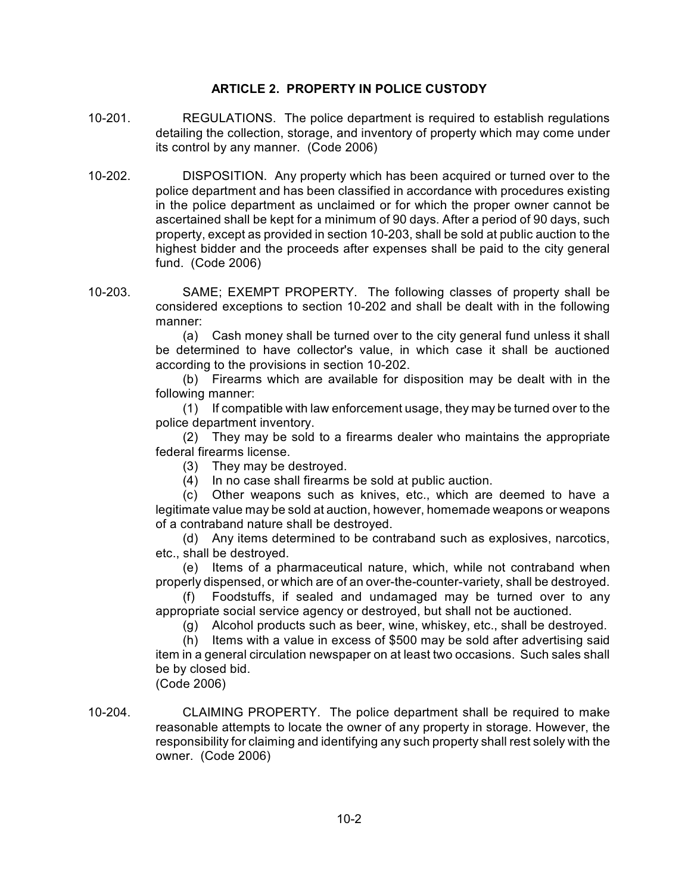## ARTICLE 2. PROPERTY IN POLICE CUSTODY

10-201. REGULATIONS. The police department is required to establish regulations detailing the collection, storage, and inventory of property which may come under its control by any manner. (Code 2006)

10-202. DISPOSITION. Any property which has been acquired or turned over to the police department and has been classified in accordance with procedures existing in the police department as unclaimed or for which the proper owner cannot be ascertained shall be kept for a minimum of 90 days. After a period of 90 days, such property, except as provided in section 10-203, shall be sold at public auction to the highest bidder and the proceeds after expenses shall be paid to the city general fund. (Code 2006)

10-203. SAME; EXEMPT PROPERTY. The following classes of property shall be considered exceptions to section 10-202 and shall be dealt with in the following manner:

(a) Cash money shall be turned over to the city general fund unless it shall be determined to have collector's value, in which case it shall be auctioned according to the provisions in section 10-202.

(b) Firearms which are available for disposition may be dealt with in the following manner:

(1) If compatible with law enforcement usage, they may be turned over to the police department inventory.

(2) They may be sold to a firearms dealer who maintains the appropriate federal firearms license.

(3) They may be destroyed.

(4) In no case shall firearms be sold at public auction.

(c) Other weapons such as knives, etc., which are deemed to have a legitimate value may be sold at auction, however, homemade weapons or weapons of a contraband nature shall be destroyed.

(d) Any items determined to be contraband such as explosives, narcotics, etc., shall be destroyed.

(e) Items of a pharmaceutical nature, which, while not contraband when properly dispensed, or which are of an over-the-counter-variety, shall be destroyed.

(f) Foodstuffs, if sealed and undamaged may be turned over to any appropriate social service agency or destroyed, but shall not be auctioned.

(g) Alcohol products such as beer, wine, whiskey, etc., shall be destroyed.

(h) Items with a value in excess of $500 may be sold after advertising said item in a general circulation newspaper on at least two occasions. Such sales shall be by closed bid.

(Code 2006)

10-204. CLAIMING PROPERTY. The police department shall be required to make reasonable attempts to locate the owner of any property in storage. However, the responsibility for claiming and identifying any such property shall rest solely with the owner. (Code 2006)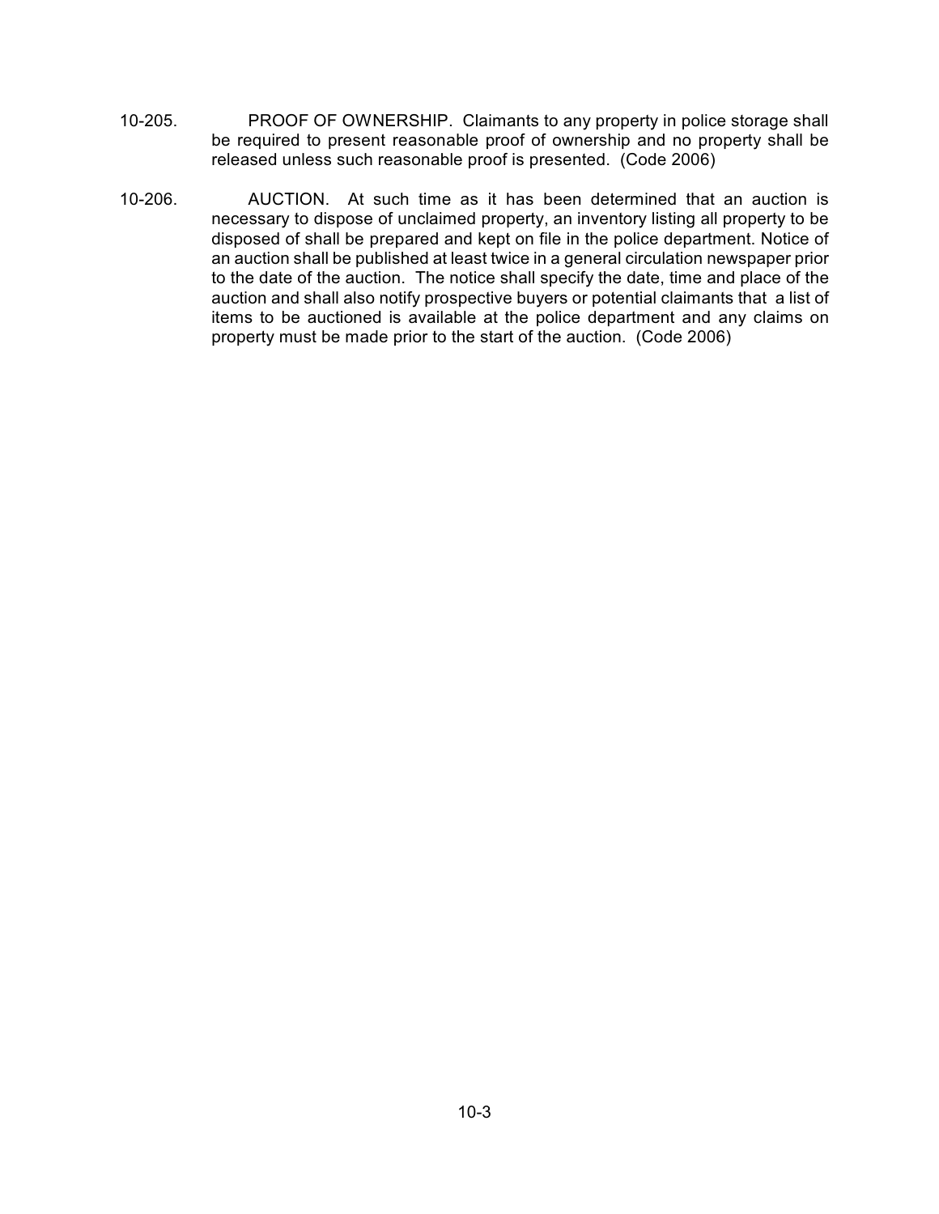10-205. PROOF OF OWNERSHIP. Claimants to any property in police storage shall be required to present reasonable proof of ownership and no property shall be released unless such reasonable proof is presented. (Code 2006)

10-206. AUCTION. At such time as it has been determined that an auction is necessary to dispose of unclaimed property, an inventory listing all property to be disposed of shall be prepared and kept on file in the police department. Notice of an auction shall be published at least twice in a general circulation newspaper prior to the date of the auction. The notice shall specify the date, time and place of the auction and shall also notify prospective buyers or potential claimants that a list of items to be auctioned is available at the police department and any claims on property must be made prior to the start of the auction. (Code 2006)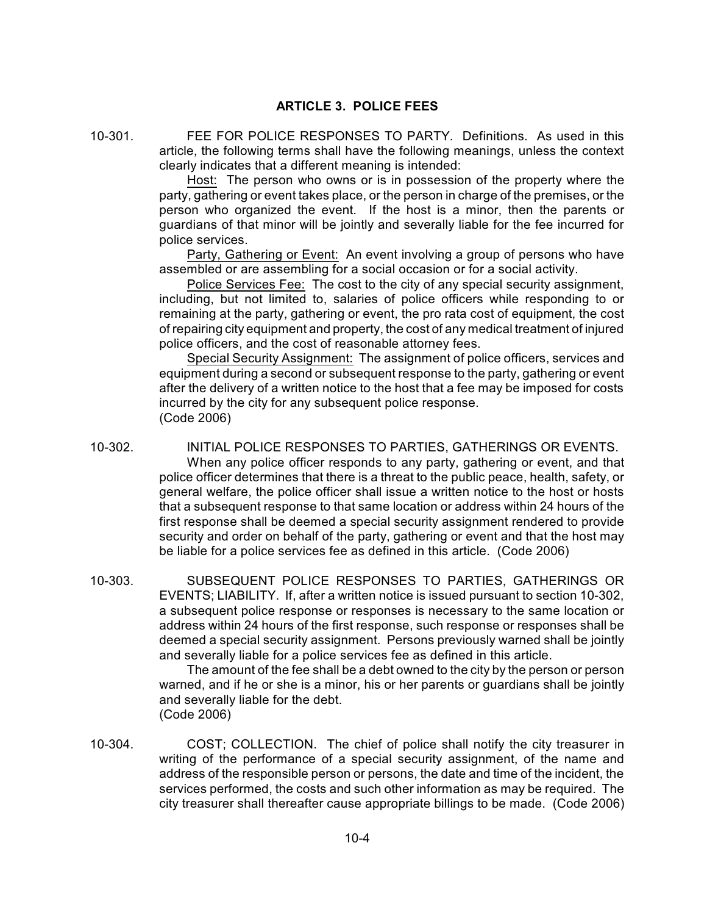## ARTICLE 3. POLICE FEES

10-301. FEE FOR POLICE RESPONSES TO PARTY. Definitions. As used in this article, the following terms shall have the following meanings, unless the context clearly indicates that a different meaning is intended:

Host: The person who owns or is in possession of the property where the party, gathering or event takes place, or the person in charge of the premises, or the person who organized the event. If the host is a minor, then the parents or guardians of that minor will be jointly and severally liable for the fee incurred for police services.

Party, Gathering or Event: An event involving a group of persons who have assembled or are assembling for a social occasion or for a social activity.

Police Services Fee: The cost to the city of any special security assignment, including, but not limited to, salaries of police officers while responding to or remaining at the party, gathering or event, the pro rata cost of equipment, the cost of repairing city equipment and property, the cost of any medical treatment of injured police officers, and the cost of reasonable attorney fees.

Special Security Assignment: The assignment of police officers, services and equipment during a second or subsequent response to the party, gathering or event after the delivery of a written notice to the host that a fee may be imposed for costs incurred by the city for any subsequent police response.
(Code 2006)

10-302. INITIAL POLICE RESPONSES TO PARTIES, GATHERINGS OR EVENTS. When any police officer responds to any party, gathering or event, and that police officer determines that there is a threat to the public peace, health, safety, or general welfare, the police officer shall issue a written notice to the host or hosts that a subsequent response to that same location or address within 24 hours of the first response shall be deemed a special security assignment rendered to provide security and order on behalf of the party, gathering or event and that the host may be liable for a police services fee as defined in this article. (Code 2006)

10-303. SUBSEQUENT POLICE RESPONSES TO PARTIES, GATHERINGS OR EVENTS; LIABILITY. If, after a written notice is issued pursuant to section 10-302, a subsequent police response or responses is necessary to the same location or address within 24 hours of the first response, such response or responses shall be deemed a special security assignment. Persons previously warned shall be jointly and severally liable for a police services fee as defined in this article.

The amount of the fee shall be a debt owned to the city by the person or person warned, and if he or she is a minor, his or her parents or guardians shall be jointly and severally liable for the debt.
(Code 2006)

10-304. COST; COLLECTION. The chief of police shall notify the city treasurer in writing of the performance of a special security assignment, of the name and address of the responsible person or persons, the date and time of the incident, the services performed, the costs and such other information as may be required. The city treasurer shall thereafter cause appropriate billings to be made. (Code 2006)